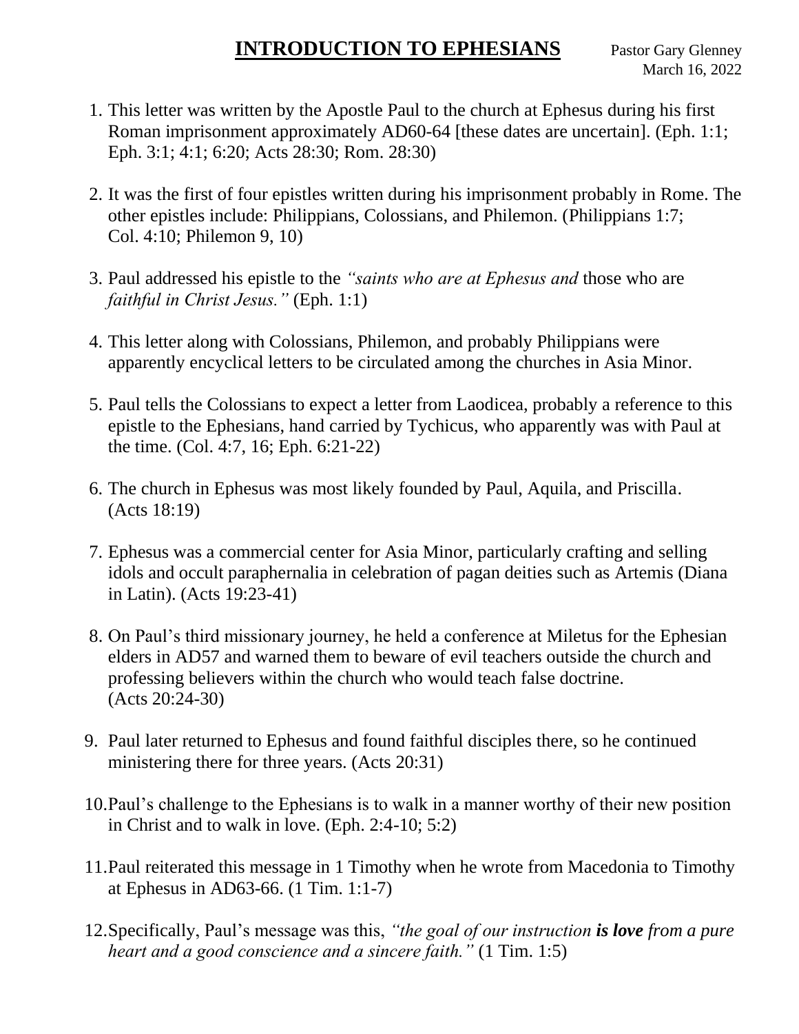# INTRODUCTION TO EPHESIANS

Pastor Gary Glenney
March 16, 2022

1. This letter was written by the Apostle Paul to the church at Ephesus during his first Roman imprisonment approximately AD60-64 [these dates are uncertain]. (Eph. 1:1; Eph. 3:1; 4:1; 6:20; Acts 28:30; Rom. 28:30)

2. It was the first of four epistles written during his imprisonment probably in Rome. The other epistles include: Philippians, Colossians, and Philemon. (Philippians 1:7; Col. 4:10; Philemon 9, 10)

3. Paul addressed his epistle to the *"saints who are at Ephesus and* those who are *faithful in Christ Jesus."* (Eph. 1:1)

4. This letter along with Colossians, Philemon, and probably Philippians were apparently encyclical letters to be circulated among the churches in Asia Minor.

5. Paul tells the Colossians to expect a letter from Laodicea, probably a reference to this epistle to the Ephesians, hand carried by Tychicus, who apparently was with Paul at the time. (Col. 4:7, 16; Eph. 6:21-22)

6. The church in Ephesus was most likely founded by Paul, Aquila, and Priscilla. (Acts 18:19)

7. Ephesus was a commercial center for Asia Minor, particularly crafting and selling idols and occult paraphernalia in celebration of pagan deities such as Artemis (Diana in Latin). (Acts 19:23-41)

8. On Paul's third missionary journey, he held a conference at Miletus for the Ephesian elders in AD57 and warned them to beware of evil teachers outside the church and professing believers within the church who would teach false doctrine. (Acts 20:24-30)

9. Paul later returned to Ephesus and found faithful disciples there, so he continued ministering there for three years. (Acts 20:31)

10. Paul's challenge to the Ephesians is to walk in a manner worthy of their new position in Christ and to walk in love. (Eph. 2:4-10; 5:2)

11. Paul reiterated this message in 1 Timothy when he wrote from Macedonia to Timothy at Ephesus in AD63-66. (1 Tim. 1:1-7)

12. Specifically, Paul's message was this, *"the goal of our instruction **is love** from a pure heart and a good conscience and a sincere faith."* (1 Tim. 1:5)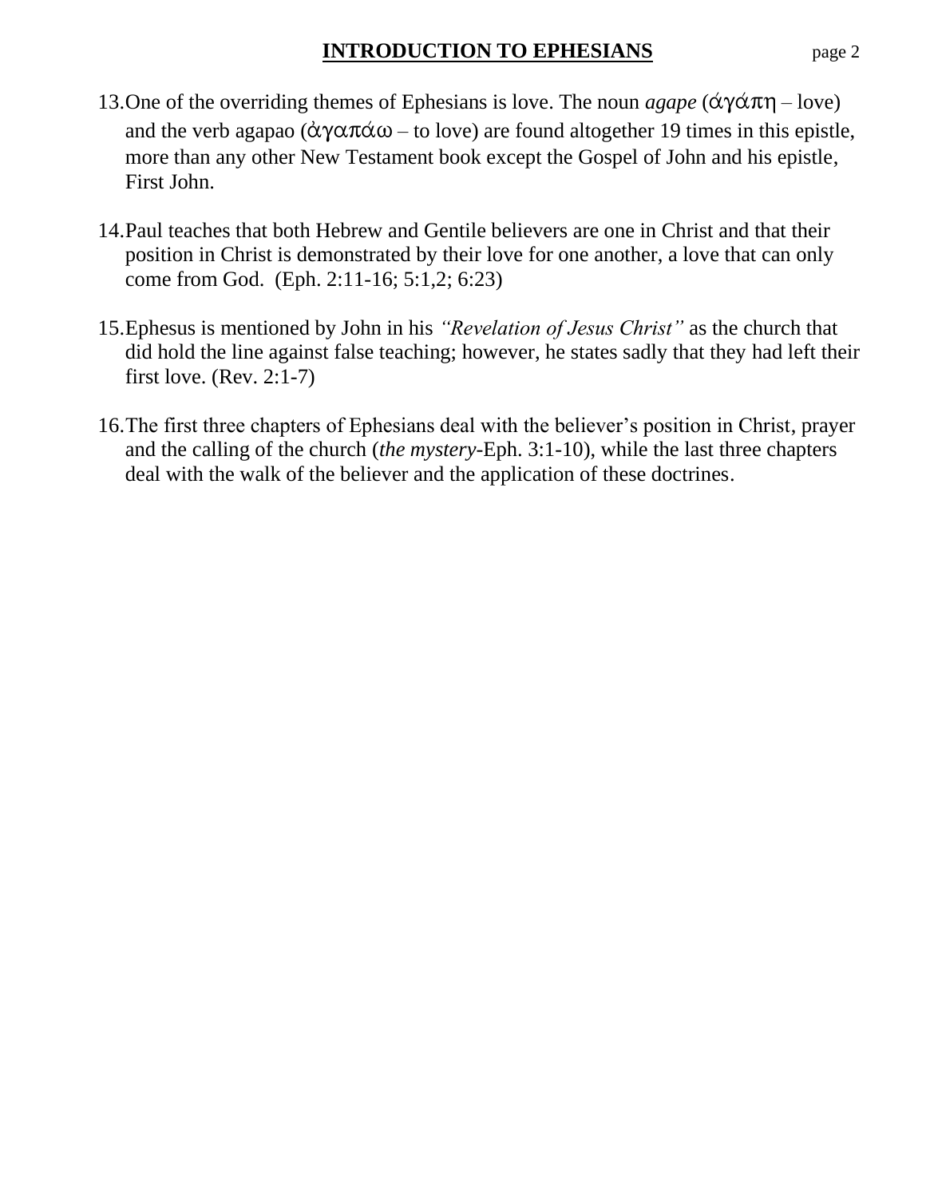13. One of the overriding themes of Ephesians is love. The noun *agape* (ἀγάπη – love) and the verb agapao (ἀγαπάω – to love) are found altogether 19 times in this epistle, more than any other New Testament book except the Gospel of John and his epistle, First John.

14. Paul teaches that both Hebrew and Gentile believers are one in Christ and that their position in Christ is demonstrated by their love for one another, a love that can only come from God. (Eph. 2:11-16; 5:1,2; 6:23)

15. Ephesus is mentioned by John in his *"Revelation of Jesus Christ"* as the church that did hold the line against false teaching; however, he states sadly that they had left their first love. (Rev. 2:1-7)

16. The first three chapters of Ephesians deal with the believer's position in Christ, prayer and the calling of the church (*the mystery*-Eph. 3:1-10), while the last three chapters deal with the walk of the believer and the application of these doctrines.